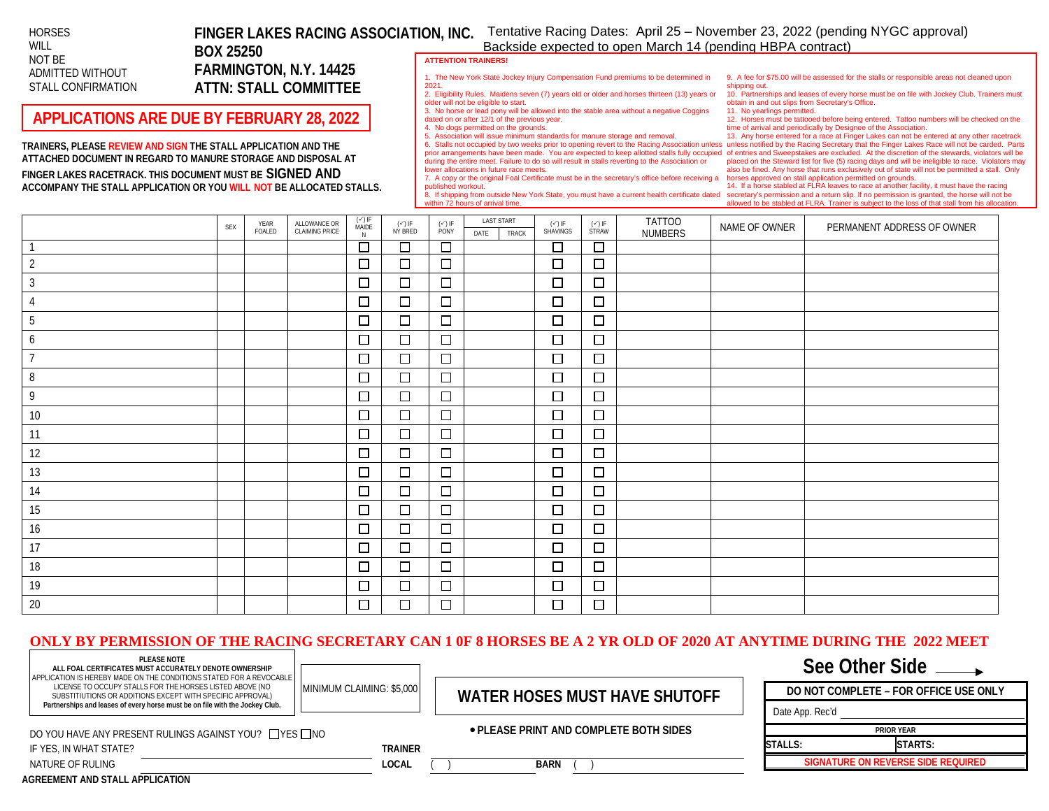HORSES WILL NOT BE ADMITTED WITHOUT STALL CONFIRMATION

# FINGER LAKES RACING ASSOCIATION, INC.

**BOX 25250**
**FARMINGTON, N.Y. 14425**
**ATTN: STALL COMMITTEE**

Tentative Racing Dates: April 25 – November 23, 2022 (pending NYGC approval)
Backside expected to open March 14 (pending HBPA contract)

## APPLICATIONS ARE DUE BY FEBRUARY 28, 2022

**TRAINERS, PLEASE REVIEW AND SIGN THE STALL APPLICATION AND THE ATTACHED DOCUMENT IN REGARD TO MANURE STORAGE AND DISPOSAL AT FINGER LAKES RACETRACK. THIS DOCUMENT MUST BE SIGNED AND ACCOMPANY THE STALL APPLICATION OR YOU WILL NOT BE ALLOCATED STALLS.**

**ATTENTION TRAINERS!**

1. The New York State Jockey Injury Compensation Fund premiums to be determined in 2021.
2. Eligibility Rules. Maidens seven (7) years old or older and horses thirteen (13) years or older will not be eligible to start.
3. No horse or lead pony will be allowed into the stable area without a negative Coggins dated on or after 12/1 of the previous year.
4. No dogs permitted on the grounds.
5. Association will issue minimum standards for manure storage and removal.
6. Stalls not occupied by two weeks prior to opening revert to the Racing Association unless prior arrangements have been made. You are expected to keep allotted stalls fully occupied during the entire meet. Failure to do so will result in stalls reverting to the Association or lower allocations in future race meets.
7. A copy or the original Foal Certificate must be in the secretary's office before receiving a published workout.
8. If shipping from outside New York State, you must have a current health certificate dated within 72 hours of arrival time.
9. A fee for $75.00 will be assessed for the stalls or responsible areas not cleaned upon shipping out.
10. Partnerships and leases of every horse must be on file with Jockey Club. Trainers must obtain in and out slips from Secretary's Office.
11. No yearlings permitted.
12. Horses must be tattooed before being entered. Tattoo numbers will be checked on the time of arrival and periodically by Designee of the Association.
13. Any horse entered for a race at Finger Lakes can not be entered at any other racetrack unless notified by the Racing Secretary that the Finger Lakes Race will not be carded. Parts of entries and Sweepstakes are excluded. At the discretion of the stewards, violators will be placed on the Steward list for five (5) racing days and will be ineligible to race. Violators may also be fined. Any horse that runs exclusively out of state will not be permitted a stall. Only horses approved on stall application permitted on grounds.
14. If a horse stabled at FLRA leaves to race at another facility, it must have the racing secretary's permission and a return slip. If no permission is granted, the horse will not be allowed to be stabled at FLRA. Trainer is subject to the loss of that stall from his allocation.

| | SEX | YEAR FOALED | ALLOWANCE OR CLAIMING PRICE | (✓) IF MAIDEN | (✓) IF NY BRED | (✓) IF PONY | LAST START DATE | LAST START TRACK | (✓) IF SHAVINGS | (✓) IF STRAW | TATTOO NUMBERS | NAME OF OWNER | PERMANENT ADDRESS OF OWNER |
|---|---|---|---|---|---|---|---|---|---|---|---|---|---|
| 1 | | | | ☐ | ☐ | ☐ | | | ☐ | ☐ | | | |
| 2 | | | | ☐ | ☐ | ☐ | | | ☐ | ☐ | | | |
| 3 | | | | ☐ | ☐ | ☐ | | | ☐ | ☐ | | | |
| 4 | | | | ☐ | ☐ | ☐ | | | ☐ | ☐ | | | |
| 5 | | | | ☐ | ☐ | ☐ | | | ☐ | ☐ | | | |
| 6 | | | | ☐ | ☐ | ☐ | | | ☐ | ☐ | | | |
| 7 | | | | ☐ | ☐ | ☐ | | | ☐ | ☐ | | | |
| 8 | | | | ☐ | ☐ | ☐ | | | ☐ | ☐ | | | |
| 9 | | | | ☐ | ☐ | ☐ | | | ☐ | ☐ | | | |
| 10 | | | | ☐ | ☐ | ☐ | | | ☐ | ☐ | | | |
| 11 | | | | ☐ | ☐ | ☐ | | | ☐ | ☐ | | | |
| 12 | | | | ☐ | ☐ | ☐ | | | ☐ | ☐ | | | |
| 13 | | | | ☐ | ☐ | ☐ | | | ☐ | ☐ | | | |
| 14 | | | | ☐ | ☐ | ☐ | | | ☐ | ☐ | | | |
| 15 | | | | ☐ | ☐ | ☐ | | | ☐ | ☐ | | | |
| 16 | | | | ☐ | ☐ | ☐ | | | ☐ | ☐ | | | |
| 17 | | | | ☐ | ☐ | ☐ | | | ☐ | ☐ | | | |
| 18 | | | | ☐ | ☐ | ☐ | | | ☐ | ☐ | | | |
| 19 | | | | ☐ | ☐ | ☐ | | | ☐ | ☐ | | | |
| 20 | | | | ☐ | ☐ | ☐ | | | ☐ | ☐ | | | |

**ONLY BY PERMISSION OF THE RACING SECRETARY CAN 1 0F 8 HORSES BE A 2 YR OLD OF 2020 AT ANYTIME DURING THE 2022 MEET**

**PLEASE NOTE**
**ALL FOAL CERTIFICATES MUST ACCURATELY DENOTE OWNERSHIP**
APPLICATION IS HEREBY MADE ON THE CONDITIONS STATED FOR A REVOCABLE LICENSE TO OCCUPY STALLS FOR THE HORSES LISTED ABOVE (NO SUBSTITIUTIONS OR ADDITIONS EXCEPT WITH SPECIFIC APPROVAL)
**Partnerships and leases of every horse must be on file with the Jockey Club.**

MINIMUM CLAIMING: $5,000

**WATER HOSES MUST HAVE SHUTOFF**

**See Other Side →**

| DO NOT COMPLETE – FOR OFFICE USE ONLY | |
|---|---|
| Date App. Rec'd ______ | |
| PRIOR YEAR | |
| STALLS: | STARTS: |
| SIGNATURE ON REVERSE SIDE REQUIRED | |

DO YOU HAVE ANY PRESENT RULINGS AGAINST YOU? ☐YES ☐NO

IF YES, IN WHAT STATE? ____________

NATURE OF RULING ____________

- **PLEASE PRINT AND COMPLETE BOTH SIDES**

**TRAINER** ____________

**LOCAL** ( ) ____________ **BARN** ( ) ____________

**AGREEMENT AND STALL APPLICATION**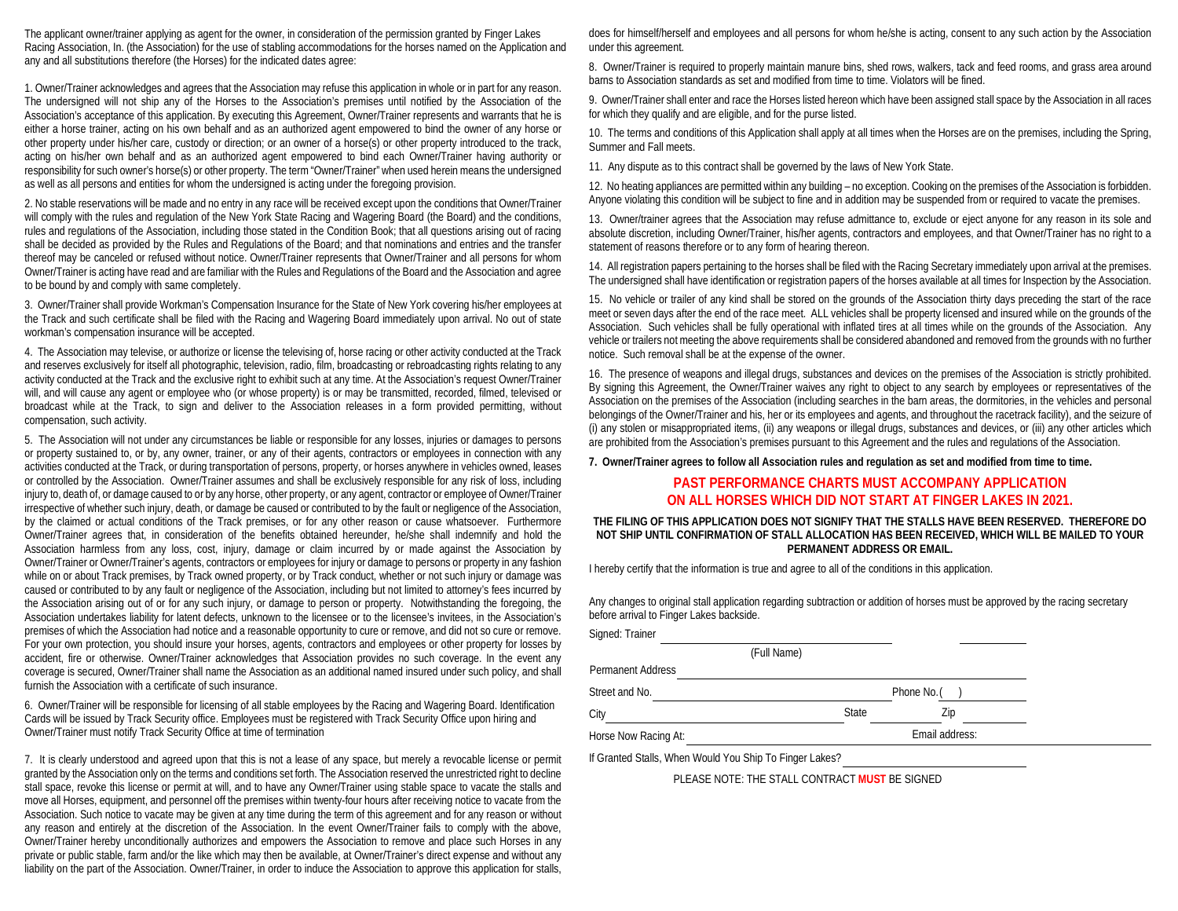The applicant owner/trainer applying as agent for the owner, in consideration of the permission granted by Finger Lakes Racing Association, In. (the Association) for the use of stabling accommodations for the horses named on the Application and any and all substitutions therefore (the Horses) for the indicated dates agree:

1. Owner/Trainer acknowledges and agrees that the Association may refuse this application in whole or in part for any reason. The undersigned will not ship any of the Horses to the Association's premises until notified by the Association of the Association's acceptance of this application. By executing this Agreement, Owner/Trainer represents and warrants that he is either a horse trainer, acting on his own behalf and as an authorized agent empowered to bind the owner of any horse or other property under his/her care, custody or direction; or an owner of a horse(s) or other property introduced to the track, acting on his/her own behalf and as an authorized agent empowered to bind each Owner/Trainer having authority or responsibility for such owner's horse(s) or other property. The term "Owner/Trainer" when used herein means the undersigned as well as all persons and entities for whom the undersigned is acting under the foregoing provision.

2. No stable reservations will be made and no entry in any race will be received except upon the conditions that Owner/Trainer will comply with the rules and regulation of the New York State Racing and Wagering Board (the Board) and the conditions, rules and regulations of the Association, including those stated in the Condition Book; that all questions arising out of racing shall be decided as provided by the Rules and Regulations of the Board; and that nominations and entries and the transfer thereof may be canceled or refused without notice. Owner/Trainer represents that Owner/Trainer and all persons for whom Owner/Trainer is acting have read and are familiar with the Rules and Regulations of the Board and the Association and agree to be bound by and comply with same completely.

3. Owner/Trainer shall provide Workman's Compensation Insurance for the State of New York covering his/her employees at the Track and such certificate shall be filed with the Racing and Wagering Board immediately upon arrival. No out of state workman's compensation insurance will be accepted.

4. The Association may televise, or authorize or license the televising of, horse racing or other activity conducted at the Track and reserves exclusively for itself all photographic, television, radio, film, broadcasting or rebroadcasting rights relating to any activity conducted at the Track and the exclusive right to exhibit such at any time. At the Association's request Owner/Trainer will, and will cause any agent or employee who (or whose property) is or may be transmitted, recorded, filmed, televised or broadcast while at the Track, to sign and deliver to the Association releases in a form provided permitting, without compensation, such activity.

5. The Association will not under any circumstances be liable or responsible for any losses, injuries or damages to persons or property sustained to, or by, any owner, trainer, or any of their agents, contractors or employees in connection with any activities conducted at the Track, or during transportation of persons, property, or horses anywhere in vehicles owned, leases or controlled by the Association. Owner/Trainer assumes and shall be exclusively responsible for any risk of loss, including injury to, death of, or damage caused to or by any horse, other property, or any agent, contractor or employee of Owner/Trainer irrespective of whether such injury, death, or damage be caused or contributed to by the fault or negligence of the Association, by the claimed or actual conditions of the Track premises, or for any other reason or cause whatsoever. Furthermore Owner/Trainer agrees that, in consideration of the benefits obtained hereunder, he/she shall indemnify and hold the Association harmless from any loss, cost, injury, damage or claim incurred by or made against the Association by Owner/Trainer or Owner/Trainer's agents, contractors or employees for injury or damage to persons or property in any fashion while on or about Track premises, by Track owned property, or by Track conduct, whether or not such injury or damage was caused or contributed to by any fault or negligence of the Association, including but not limited to attorney's fees incurred by the Association arising out of or for any such injury, or damage to person or property. Notwithstanding the foregoing, the Association undertakes liability for latent defects, unknown to the licensee or to the licensee's invitees, in the Association's premises of which the Association had notice and a reasonable opportunity to cure or remove, and did not so cure or remove. For your own protection, you should insure your horses, agents, contractors and employees or other property for losses by accident, fire or otherwise. Owner/Trainer acknowledges that Association provides no such coverage. In the event any coverage is secured, Owner/Trainer shall name the Association as an additional named insured under such policy, and shall furnish the Association with a certificate of such insurance.

6. Owner/Trainer will be responsible for licensing of all stable employees by the Racing and Wagering Board. Identification Cards will be issued by Track Security office. Employees must be registered with Track Security Office upon hiring and Owner/Trainer must notify Track Security Office at time of termination

7. It is clearly understood and agreed upon that this is not a lease of any space, but merely a revocable license or permit granted by the Association only on the terms and conditions set forth. The Association reserved the unrestricted right to decline stall space, revoke this license or permit at will, and to have any Owner/Trainer using stable space to vacate the stalls and move all Horses, equipment, and personnel off the premises within twenty-four hours after receiving notice to vacate from the Association. Such notice to vacate may be given at any time during the term of this agreement and for any reason or without any reason and entirely at the discretion of the Association. In the event Owner/Trainer fails to comply with the above, Owner/Trainer hereby unconditionally authorizes and empowers the Association to remove and place such Horses in any private or public stable, farm and/or the like which may then be available, at Owner/Trainer's direct expense and without any liability on the part of the Association. Owner/Trainer, in order to induce the Association to approve this application for stalls, does for himself/herself and employees and all persons for whom he/she is acting, consent to any such action by the Association under this agreement.

8. Owner/Trainer is required to properly maintain manure bins, shed rows, walkers, tack and feed rooms, and grass area around barns to Association standards as set and modified from time to time. Violators will be fined.

9. Owner/Trainer shall enter and race the Horses listed hereon which have been assigned stall space by the Association in all races for which they qualify and are eligible, and for the purse listed.

10. The terms and conditions of this Application shall apply at all times when the Horses are on the premises, including the Spring, Summer and Fall meets.

11. Any dispute as to this contract shall be governed by the laws of New York State.

12. No heating appliances are permitted within any building – no exception. Cooking on the premises of the Association is forbidden. Anyone violating this condition will be subject to fine and in addition may be suspended from or required to vacate the premises.

13. Owner/trainer agrees that the Association may refuse admittance to, exclude or eject anyone for any reason in its sole and absolute discretion, including Owner/Trainer, his/her agents, contractors and employees, and that Owner/Trainer has no right to a statement of reasons therefore or to any form of hearing thereon.

14. All registration papers pertaining to the horses shall be filed with the Racing Secretary immediately upon arrival at the premises. The undersigned shall have identification or registration papers of the horses available at all times for Inspection by the Association.

15. No vehicle or trailer of any kind shall be stored on the grounds of the Association thirty days preceding the start of the race meet or seven days after the end of the race meet. ALL vehicles shall be property licensed and insured while on the grounds of the Association. Such vehicles shall be fully operational with inflated tires at all times while on the grounds of the Association. Any vehicle or trailers not meeting the above requirements shall be considered abandoned and removed from the grounds with no further notice. Such removal shall be at the expense of the owner.

16. The presence of weapons and illegal drugs, substances and devices on the premises of the Association is strictly prohibited. By signing this Agreement, the Owner/Trainer waives any right to object to any search by employees or representatives of the Association on the premises of the Association (including searches in the barn areas, the dormitories, in the vehicles and personal belongings of the Owner/Trainer and his, her or its employees and agents, and throughout the racetrack facility), and the seizure of (i) any stolen or misappropriated items, (ii) any weapons or illegal drugs, substances and devices, or (iii) any other articles which are prohibited from the Association's premises pursuant to this Agreement and the rules and regulations of the Association.

**7. Owner/Trainer agrees to follow all Association rules and regulation as set and modified from time to time.**

## PAST PERFORMANCE CHARTS MUST ACCOMPANY APPLICATION ON ALL HORSES WHICH DID NOT START AT FINGER LAKES IN 2021.

**THE FILING OF THIS APPLICATION DOES NOT SIGNIFY THAT THE STALLS HAVE BEEN RESERVED. THEREFORE DO NOT SHIP UNTIL CONFIRMATION OF STALL ALLOCATION HAS BEEN RECEIVED, WHICH WILL BE MAILED TO YOUR PERMANENT ADDRESS OR EMAIL.**

I hereby certify that the information is true and agree to all of the conditions in this application.

Any changes to original stall application regarding subtraction or addition of horses must be approved by the racing secretary before arrival to Finger Lakes backside.

Signed: Trainer ______________________________ __________

(Full Name)

Permanent Address ______________________________

Street and No. ______________________________ Phone No.( ) __________

City ______________________ State __________ Zip __________

Horse Now Racing At: ______________________ Email address: __________

If Granted Stalls, When Would You Ship To Finger Lakes? __________

PLEASE NOTE: THE STALL CONTRACT **MUST** BE SIGNED